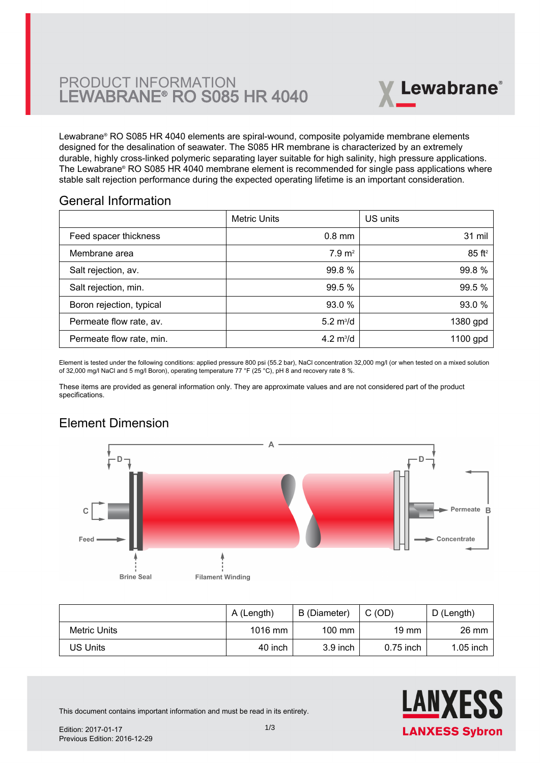# PRODUCT INFORMATION
# LEWABRANE® RO S085 HR 4040

Lewabrane® RO S085 HR 4040 elements are spiral-wound, composite polyamide membrane elements designed for the desalination of seawater. The S085 HR membrane is characterized by an extremely durable, highly cross-linked polymeric separating layer suitable for high salinity, high pressure applications. The Lewabrane® RO S085 HR 4040 membrane element is recommended for single pass applications where stable salt rejection performance during the expected operating lifetime is an important consideration.

## General Information

| | Metric Units | US units |
|---|---|---|
| Feed spacer thickness | 0.8 mm | 31 mil |
| Membrane area | 7.9 $m^2$ | 85 $ft^2$ |
| Salt rejection, av. | 99.8 % | 99.8 % |
| Salt rejection, min. | 99.5 % | 99.5 % |
| Boron rejection, typical | 93.0 % | 93.0 % |
| Permeate flow rate, av. | 5.2 $m^3$/d | 1380 gpd |
| Permeate flow rate, min. | 4.2 $m^3$/d | 1100 gpd |

Element is tested under the following conditions: applied pressure 800 psi (55.2 bar), NaCl concentration 32,000 mg/l (or when tested on a mixed solution of 32,000 mg/l NaCl and 5 mg/l Boron), operating temperature 77 °F (25 °C), pH 8 and recovery rate 8 %.

These items are provided as general information only. They are approximate values and are not considered part of the product specifications.

## Element Dimension

| | A (Length) | B (Diameter) | C (OD) | D (Length) |
|---|---|---|---|---|
| Metric Units | 1016 mm | 100 mm | 19 mm | 26 mm |
| US Units | 40 inch | 3.9 inch | 0.75 inch | 1.05 inch |

This document contains important information and must be read in its entirety.

Edition: 2017-01-17
Previous Edition: 2016-12-29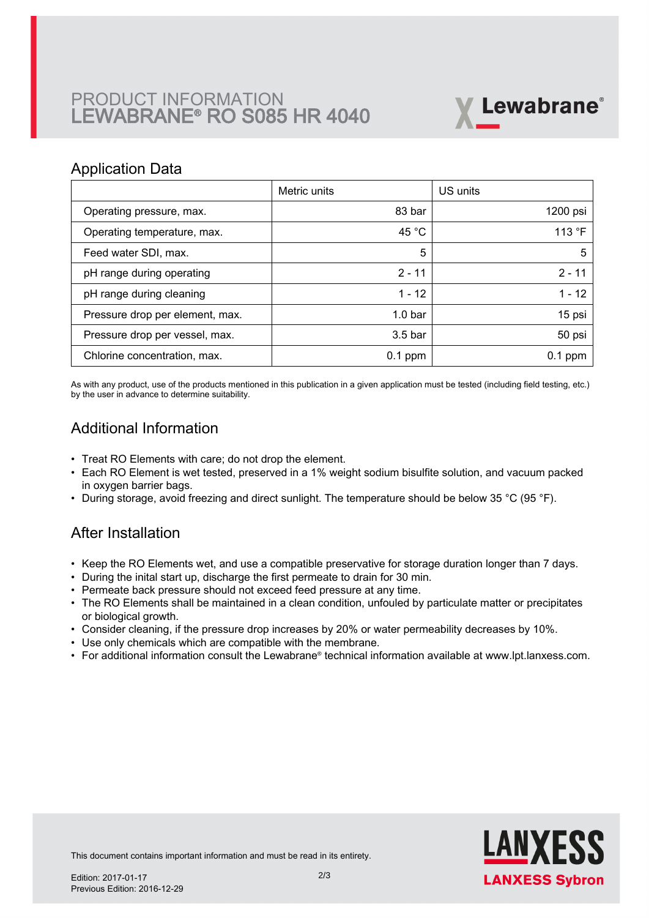# PRODUCT INFORMATION
# LEWABRANE® RO S085 HR 4040

## Application Data

| | Metric units | US units |
|---|---|---|
| Operating pressure, max. | 83 bar | 1200 psi |
| Operating temperature, max. | 45 °C | 113 °F |
| Feed water SDI, max. | 5 | 5 |
| pH range during operating | 2 - 11 | 2 - 11 |
| pH range during cleaning | 1 - 12 | 1 - 12 |
| Pressure drop per element, max. | 1.0 bar | 15 psi |
| Pressure drop per vessel, max. | 3.5 bar | 50 psi |
| Chlorine concentration, max. | 0.1 ppm | 0.1 ppm |

As with any product, use of the products mentioned in this publication in a given application must be tested (including field testing, etc.) by the user in advance to determine suitability.

## Additional Information

- Treat RO Elements with care; do not drop the element.
- Each RO Element is wet tested, preserved in a 1% weight sodium bisulfite solution, and vacuum packed in oxygen barrier bags.
- During storage, avoid freezing and direct sunlight. The temperature should be below 35 °C (95 °F).

## After Installation

- Keep the RO Elements wet, and use a compatible preservative for storage duration longer than 7 days.
- During the inital start up, discharge the first permeate to drain for 30 min.
- Permeate back pressure should not exceed feed pressure at any time.
- The RO Elements shall be maintained in a clean condition, unfouled by particulate matter or precipitates or biological growth.
- Consider cleaning, if the pressure drop increases by 20% or water permeability decreases by 10%.
- Use only chemicals which are compatible with the membrane.
- For additional information consult the Lewabrane® technical information available at www.lpt.lanxess.com.

This document contains important information and must be read in its entirety.

Edition: 2017-01-17
Previous Edition: 2016-12-29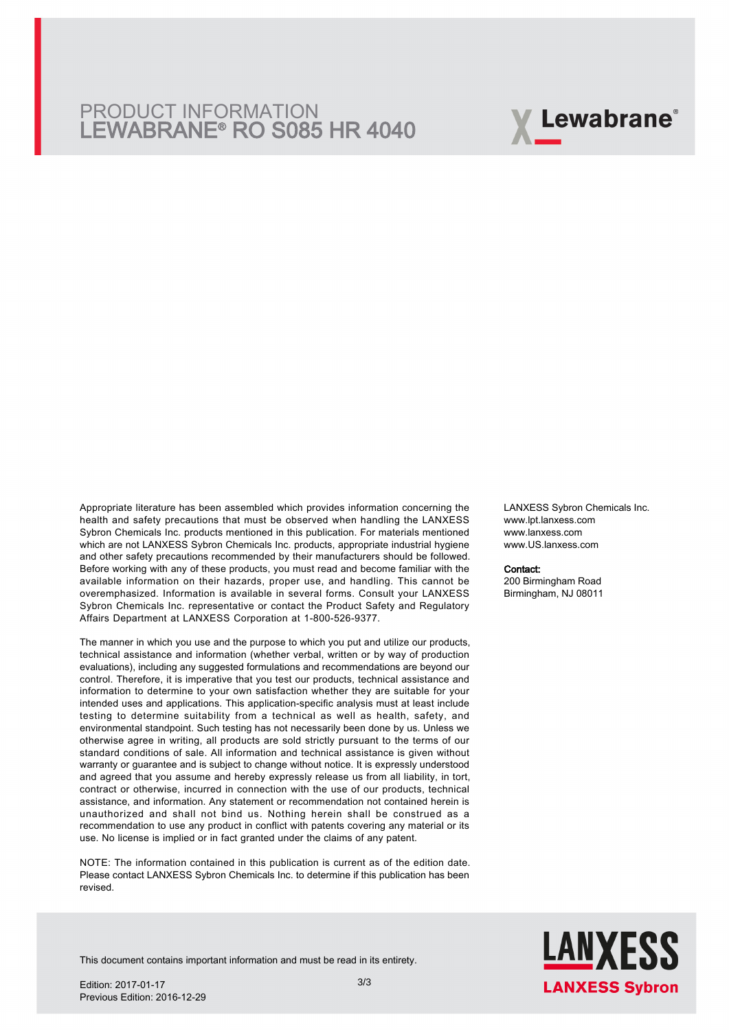# PRODUCT INFORMATION
# LEWABRANE® RO S085 HR 4040

Appropriate literature has been assembled which provides information concerning the health and safety precautions that must be observed when handling the LANXESS Sybron Chemicals Inc. products mentioned in this publication. For materials mentioned which are not LANXESS Sybron Chemicals Inc. products, appropriate industrial hygiene and other safety precautions recommended by their manufacturers should be followed. Before working with any of these products, you must read and become familiar with the available information on their hazards, proper use, and handling. This cannot be overemphasized. Information is available in several forms. Consult your LANXESS Sybron Chemicals Inc. representative or contact the Product Safety and Regulatory Affairs Department at LANXESS Corporation at 1-800-526-9377.

The manner in which you use and the purpose to which you put and utilize our products, technical assistance and information (whether verbal, written or by way of production evaluations), including any suggested formulations and recommendations are beyond our control. Therefore, it is imperative that you test our products, technical assistance and information to determine to your own satisfaction whether they are suitable for your intended uses and applications. This application-specific analysis must at least include testing to determine suitability from a technical as well as health, safety, and environmental standpoint. Such testing has not necessarily been done by us. Unless we otherwise agree in writing, all products are sold strictly pursuant to the terms of our standard conditions of sale. All information and technical assistance is given without warranty or guarantee and is subject to change without notice. It is expressly understood and agreed that you assume and hereby expressly release us from all liability, in tort, contract or otherwise, incurred in connection with the use of our products, technical assistance, and information. Any statement or recommendation not contained herein is unauthorized and shall not bind us. Nothing herein shall be construed as a recommendation to use any product in conflict with patents covering any material or its use. No license is implied or in fact granted under the claims of any patent.

NOTE: The information contained in this publication is current as of the edition date. Please contact LANXESS Sybron Chemicals Inc. to determine if this publication has been revised.

LANXESS Sybron Chemicals Inc.
www.lpt.lanxess.com
www.lanxess.com
www.US.lanxess.com

**Contact:**
200 Birmingham Road
Birmingham, NJ 08011

This document contains important information and must be read in its entirety.

Edition: 2017-01-17
Previous Edition: 2016-12-29